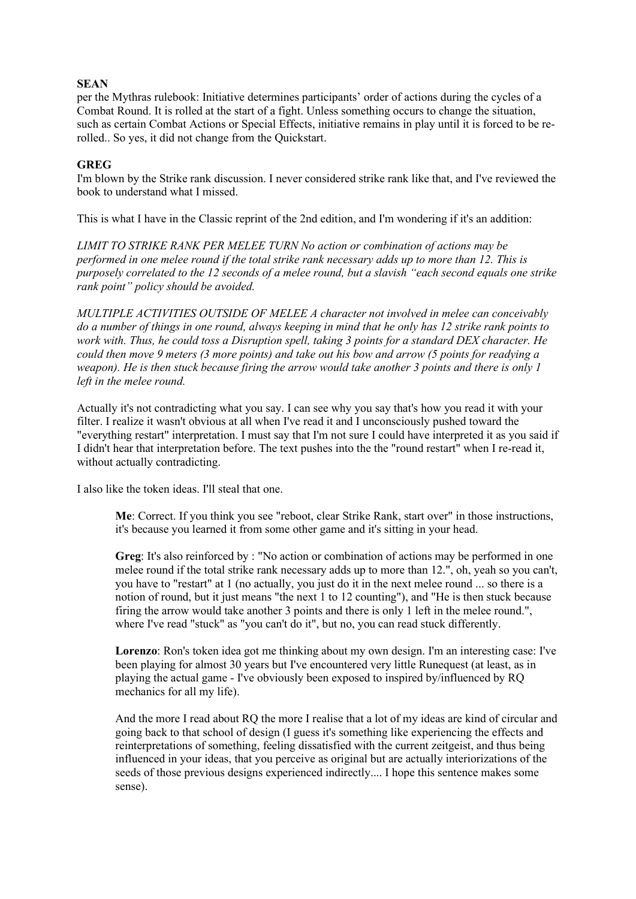**SEAN**

per the Mythras rulebook: Initiative determines participants' order of actions during the cycles of a Combat Round. It is rolled at the start of a fight. Unless something occurs to change the situation, such as certain Combat Actions or Special Effects, initiative remains in play until it is forced to be re-rolled.. So yes, it did not change from the Quickstart.

**GREG**

I'm blown by the Strike rank discussion. I never considered strike rank like that, and I've reviewed the book to understand what I missed.

This is what I have in the Classic reprint of the 2nd edition, and I'm wondering if it's an addition:

*LIMIT TO STRIKE RANK PER MELEE TURN No action or combination of actions may be performed in one melee round if the total strike rank necessary adds up to more than 12. This is purposely correlated to the 12 seconds of a melee round, but a slavish "each second equals one strike rank point" policy should be avoided.*

*MULTIPLE ACTIVITIES OUTSIDE OF MELEE A character not involved in melee can conceivably do a number of things in one round, always keeping in mind that he only has 12 strike rank points to work with. Thus, he could toss a Disruption spell, taking 3 points for a standard DEX character. He could then move 9 meters (3 more points) and take out his bow and arrow (5 points for readying a weapon). He is then stuck because firing the arrow would take another 3 points and there is only 1 left in the melee round.*

Actually it's not contradicting what you say. I can see why you say that's how you read it with your filter. I realize it wasn't obvious at all when I've read it and I unconsciously pushed toward the "everything restart" interpretation. I must say that I'm not sure I could have interpreted it as you said if I didn't hear that interpretation before. The text pushes into the the "round restart" when I re-read it, without actually contradicting.

I also like the token ideas. I'll steal that one.

> **Me**: Correct. If you think you see "reboot, clear Strike Rank, start over" in those instructions, it's because you learned it from some other game and it's sitting in your head.
>
> **Greg**: It's also reinforced by : "No action or combination of actions may be performed in one melee round if the total strike rank necessary adds up to more than 12.", oh, yeah so you can't, you have to "restart" at 1 (no actually, you just do it in the next melee round ... so there is a notion of round, but it just means "the next 1 to 12 counting"), and "He is then stuck because firing the arrow would take another 3 points and there is only 1 left in the melee round.", where I've read "stuck" as "you can't do it", but no, you can read stuck differently.
>
> **Lorenzo**: Ron's token idea got me thinking about my own design. I'm an interesting case: I've been playing for almost 30 years but I've encountered very little Runequest (at least, as in playing the actual game - I've obviously been exposed to inspired by/influenced by RQ mechanics for all my life).
>
> And the more I read about RQ the more I realise that a lot of my ideas are kind of circular and going back to that school of design (I guess it's something like experiencing the effects and reinterpretations of something, feeling dissatisfied with the current zeitgeist, and thus being influenced in your ideas, that you perceive as original but are actually interiorizations of the seeds of those previous designs experienced indirectly.... I hope this sentence makes some sense).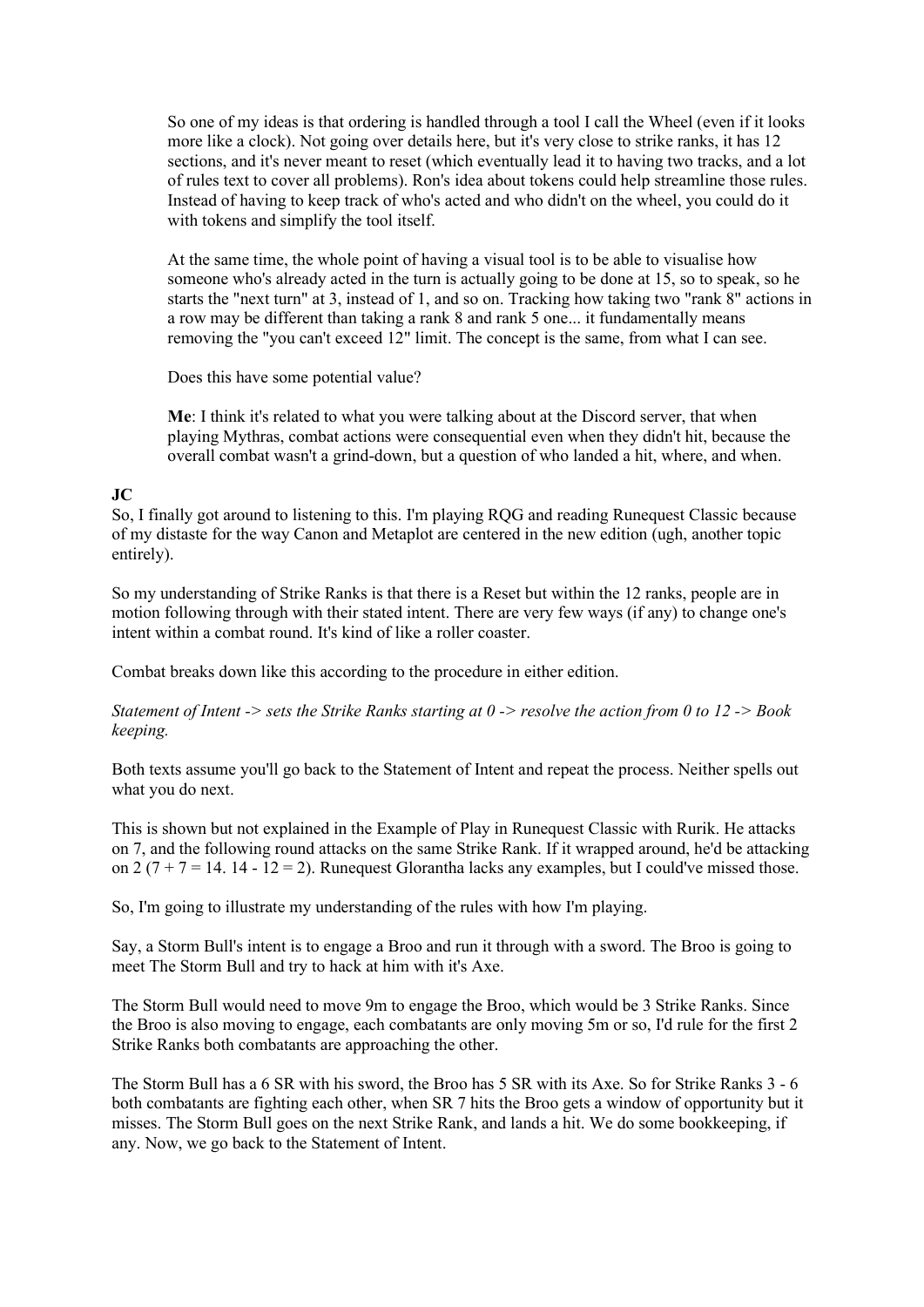> So one of my ideas is that ordering is handled through a tool I call the Wheel (even if it looks more like a clock). Not going over details here, but it's very close to strike ranks, it has 12 sections, and it's never meant to reset (which eventually lead it to having two tracks, and a lot of rules text to cover all problems). Ron's idea about tokens could help streamline those rules. Instead of having to keep track of who's acted and who didn't on the wheel, you could do it with tokens and simplify the tool itself.
>
> At the same time, the whole point of having a visual tool is to be able to visualise how someone who's already acted in the turn is actually going to be done at 15, so to speak, so he starts the "next turn" at 3, instead of 1, and so on. Tracking how taking two "rank 8" actions in a row may be different than taking a rank 8 and rank 5 one... it fundamentally means removing the "you can't exceed 12" limit. The concept is the same, from what I can see.
>
> Does this have some potential value?
>
> **Me**: I think it's related to what you were talking about at the Discord server, that when playing Mythras, combat actions were consequential even when they didn't hit, because the overall combat wasn't a grind-down, but a question of who landed a hit, where, and when.

**JC**

So, I finally got around to listening to this. I'm playing RQG and reading Runequest Classic because of my distaste for the way Canon and Metaplot are centered in the new edition (ugh, another topic entirely).

So my understanding of Strike Ranks is that there is a Reset but within the 12 ranks, people are in motion following through with their stated intent. There are very few ways (if any) to change one's intent within a combat round. It's kind of like a roller coaster.

Combat breaks down like this according to the procedure in either edition.

*Statement of Intent -> sets the Strike Ranks starting at 0 -> resolve the action from 0 to 12 -> Book keeping.*

Both texts assume you'll go back to the Statement of Intent and repeat the process. Neither spells out what you do next.

This is shown but not explained in the Example of Play in Runequest Classic with Rurik. He attacks on 7, and the following round attacks on the same Strike Rank. If it wrapped around, he'd be attacking on 2 (7 + 7 = 14. 14 - 12 = 2). Runequest Glorantha lacks any examples, but I could've missed those.

So, I'm going to illustrate my understanding of the rules with how I'm playing.

Say, a Storm Bull's intent is to engage a Broo and run it through with a sword. The Broo is going to meet The Storm Bull and try to hack at him with it's Axe.

The Storm Bull would need to move 9m to engage the Broo, which would be 3 Strike Ranks. Since the Broo is also moving to engage, each combatants are only moving 5m or so, I'd rule for the first 2 Strike Ranks both combatants are approaching the other.

The Storm Bull has a 6 SR with his sword, the Broo has 5 SR with its Axe. So for Strike Ranks 3 - 6 both combatants are fighting each other, when SR 7 hits the Broo gets a window of opportunity but it misses. The Storm Bull goes on the next Strike Rank, and lands a hit. We do some bookkeeping, if any. Now, we go back to the Statement of Intent.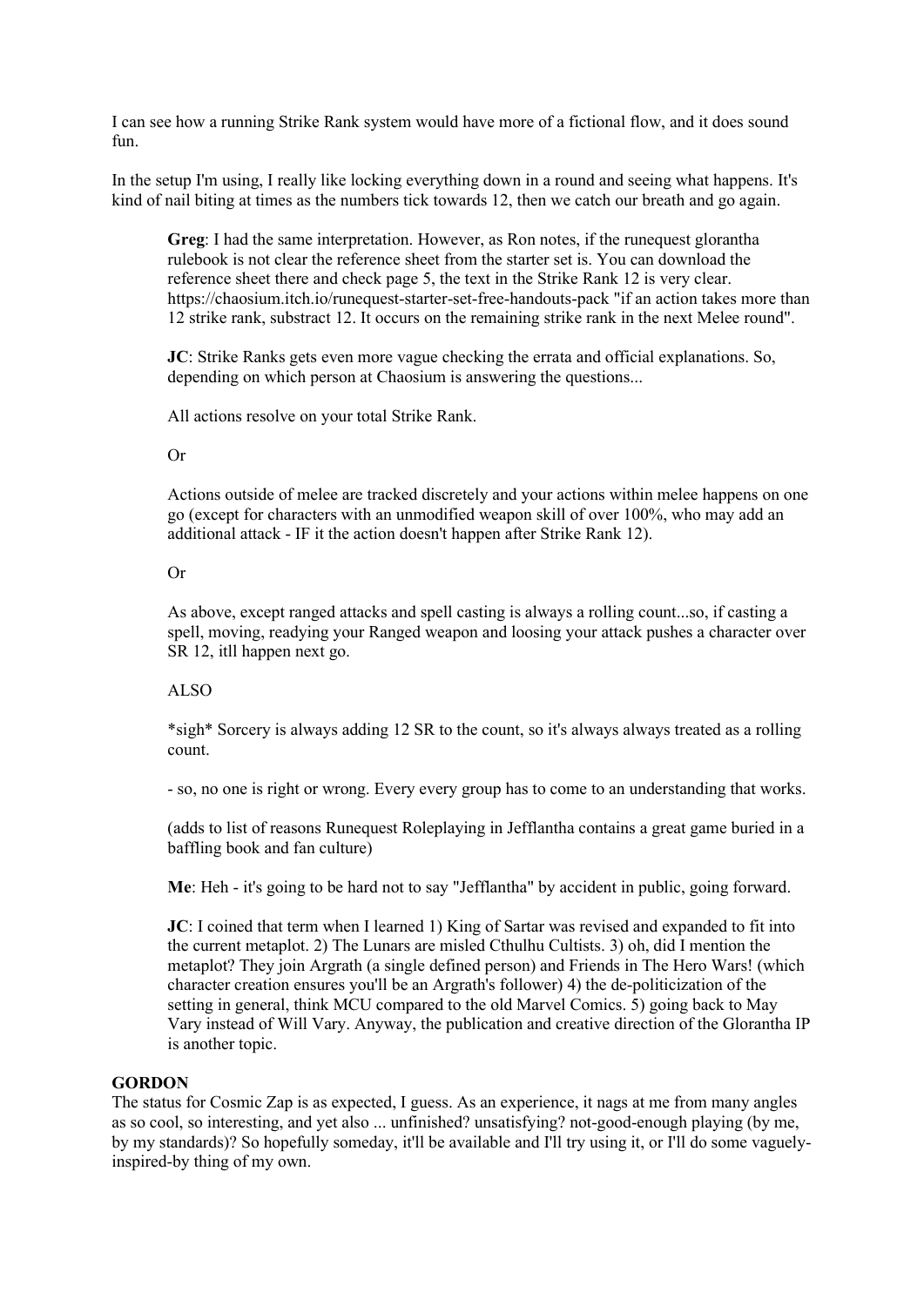I can see how a running Strike Rank system would have more of a fictional flow, and it does sound fun.

In the setup I'm using, I really like locking everything down in a round and seeing what happens. It's kind of nail biting at times as the numbers tick towards 12, then we catch our breath and go again.

> **Greg**: I had the same interpretation. However, as Ron notes, if the runequest glorantha rulebook is not clear the reference sheet from the starter set is. You can download the reference sheet there and check page 5, the text in the Strike Rank 12 is very clear. https://chaosium.itch.io/runequest-starter-set-free-handouts-pack "if an action takes more than 12 strike rank, substract 12. It occurs on the remaining strike rank in the next Melee round".
>
> **JC**: Strike Ranks gets even more vague checking the errata and official explanations. So, depending on which person at Chaosium is answering the questions...
>
> All actions resolve on your total Strike Rank.
>
> Or
>
> Actions outside of melee are tracked discretely and your actions within melee happens on one go (except for characters with an unmodified weapon skill of over 100%, who may add an additional attack - IF it the action doesn't happen after Strike Rank 12).
>
> Or
>
> As above, except ranged attacks and spell casting is always a rolling count...so, if casting a spell, moving, readying your Ranged weapon and loosing your attack pushes a character over SR 12, itll happen next go.
>
> ALSO
>
> *sigh* Sorcery is always adding 12 SR to the count, so it's always always treated as a rolling count.
>
> - so, no one is right or wrong. Every every group has to come to an understanding that works.
>
> (adds to list of reasons Runequest Roleplaying in Jefflantha contains a great game buried in a baffling book and fan culture)
>
> **Me**: Heh - it's going to be hard not to say "Jefflantha" by accident in public, going forward.
>
> **JC**: I coined that term when I learned 1) King of Sartar was revised and expanded to fit into the current metaplot. 2) The Lunars are misled Cthulhu Cultists. 3) oh, did I mention the metaplot? They join Argrath (a single defined person) and Friends in The Hero Wars! (which character creation ensures you'll be an Argrath's follower) 4) the de-politicizication of the setting in general, think MCU compared to the old Marvel Comics. 5) going back to May Vary instead of Will Vary. Anyway, the publication and creative direction of the Glorantha IP is another topic.

**GORDON**

The status for Cosmic Zap is as expected, I guess. As an experience, it nags at me from many angles as so cool, so interesting, and yet also ... unfinished? unsatisfying? not-good-enough playing (by me, by my standards)? So hopefully someday, it'll be available and I'll try using it, or I'll do some vaguely-inspired-by thing of my own.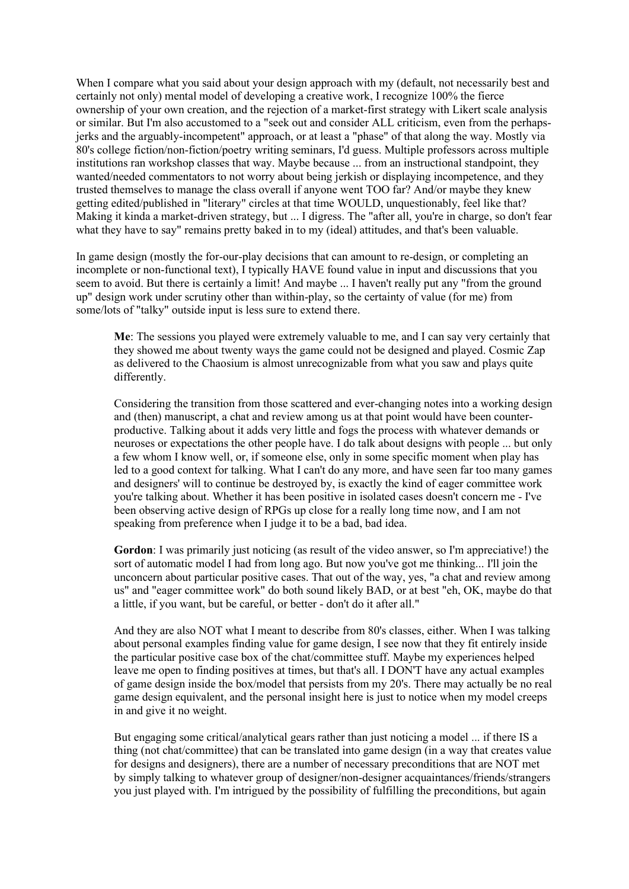When I compare what you said about your design approach with my (default, not necessarily best and certainly not only) mental model of developing a creative work, I recognize 100% the fierce ownership of your own creation, and the rejection of a market-first strategy with Likert scale analysis or similar. But I'm also accustomed to a "seek out and consider ALL criticism, even from the perhaps-jerks and the arguably-incompetent" approach, or at least a "phase" of that along the way. Mostly via 80's college fiction/non-fiction/poetry writing seminars, I'd guess. Multiple professors across multiple institutions ran workshop classes that way. Maybe because ... from an instructional standpoint, they wanted/needed commentators to not worry about being jerkish or displaying incompetence, and they trusted themselves to manage the class overall if anyone went TOO far? And/or maybe they knew getting edited/published in "literary" circles at that time WOULD, unquestionably, feel like that? Making it kinda a market-driven strategy, but ... I digress. The "after all, you're in charge, so don't fear what they have to say" remains pretty baked in to my (ideal) attitudes, and that's been valuable.

In game design (mostly the for-our-play decisions that can amount to re-design, or completing an incomplete or non-functional text), I typically HAVE found value in input and discussions that you seem to avoid. But there is certainly a limit! And maybe ... I haven't really put any "from the ground up" design work under scrutiny other than within-play, so the certainty of value (for me) from some/lots of "talky" outside input is less sure to extend there.

> **Me**: The sessions you played were extremely valuable to me, and I can say very certainly that they showed me about twenty ways the game could not be designed and played. Cosmic Zap as delivered to the Chaosium is almost unrecognizable from what you saw and plays quite differently.
>
> Considering the transition from those scattered and ever-changing notes into a working design and (then) manuscript, a chat and review among us at that point would have been counter-productive. Talking about it adds very little and fogs the process with whatever demands or neuroses or expectations the other people have. I do talk about designs with people ... but only a few whom I know well, or, if someone else, only in some specific moment when play has led to a good context for talking. What I can't do any more, and have seen far too many games and designers' will to continue be destroyed by, is exactly the kind of eager committee work you're talking about. Whether it has been positive in isolated cases doesn't concern me - I've been observing active design of RPGs up close for a really long time now, and I am not speaking from preference when I judge it to be a bad, bad idea.
>
> **Gordon**: I was primarily just noticing (as result of the video answer, so I'm appreciative!) the sort of automatic model I had from long ago. But now you've got me thinking... I'll join the unconcern about particular positive cases. That out of the way, yes, "a chat and review among us" and "eager committee work" do both sound likely BAD, or at best "eh, OK, maybe do that a little, if you want, but be careful, or better - don't do it after all."
>
> And they are also NOT what I meant to describe from 80's classes, either. When I was talking about personal examples finding value for game design, I see now that they fit entirely inside the particular positive case box of the chat/committee stuff. Maybe my experiences helped leave me open to finding positives at times, but that's all. I DON'T have any actual examples of game design inside the box/model that persists from my 20's. There may actually be no real game design equivalent, and the personal insight here is just to notice when my model creeps in and give it no weight.
>
> But engaging some critical/analytical gears rather than just noticing a model ... if there IS a thing (not chat/committee) that can be translated into game design (in a way that creates value for designs and designers), there are a number of necessary preconditions that are NOT met by simply talking to whatever group of designer/non-designer acquaintances/friends/strangers you just played with. I'm intrigued by the possibility of fulfilling the preconditions, but again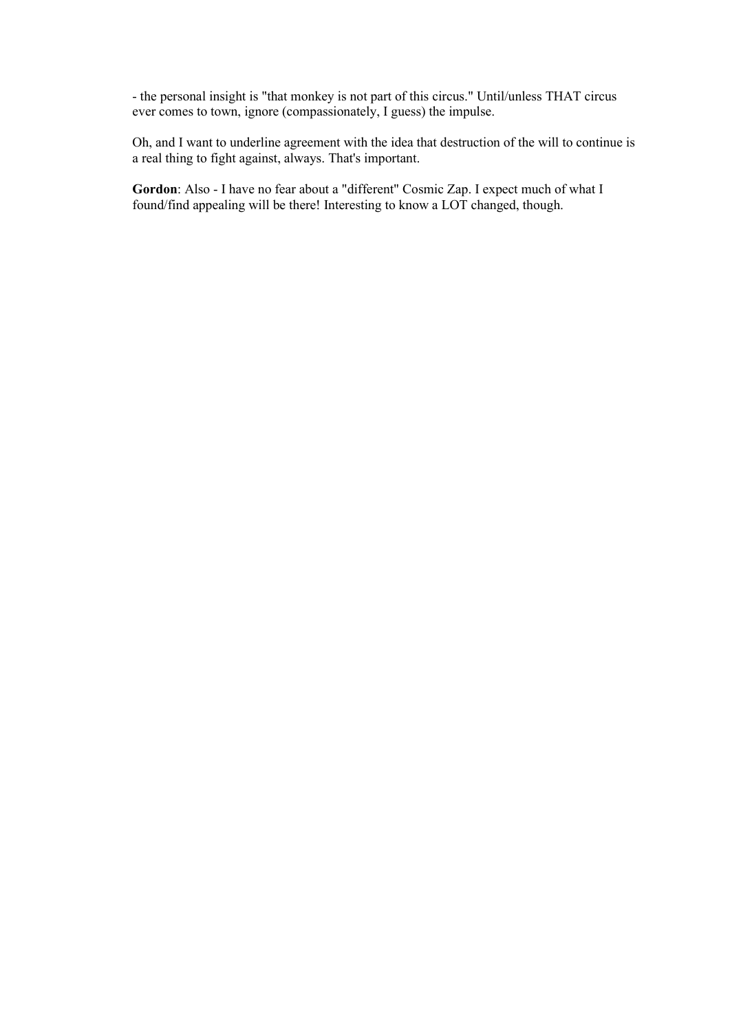- the personal insight is "that monkey is not part of this circus." Until/unless THAT circus ever comes to town, ignore (compassionately, I guess) the impulse.

Oh, and I want to underline agreement with the idea that destruction of the will to continue is a real thing to fight against, always. That's important.

**Gordon**: Also - I have no fear about a "different" Cosmic Zap. I expect much of what I found/find appealing will be there! Interesting to know a LOT changed, though.